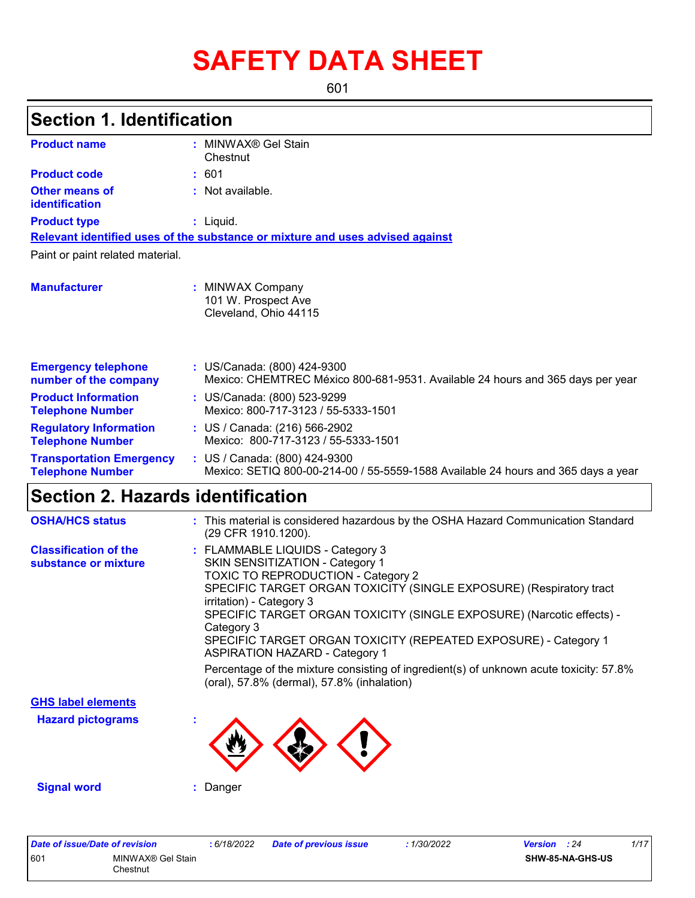# SAFETY DATA SHEET

601

## Section 1. Identification

**Product name** : MINWAX® Gel Stain
Chestnut

**Product code** : 601

**Other means of identification** : Not available.

**Product type** : Liquid.

**Relevant identified uses of the substance or mixture and uses advised against**

Paint or paint related material.

**Manufacturer** : MINWAX Company
101 W. Prospect Ave
Cleveland, Ohio 44115

**Emergency telephone number of the company** : US/Canada: (800) 424-9300
Mexico: CHEMTREC México 800-681-9531. Available 24 hours and 365 days per year

**Product Information Telephone Number** : US/Canada: (800) 523-9299
Mexico: 800-717-3123 / 55-5333-1501

**Regulatory Information Telephone Number** : US / Canada: (216) 566-2902
Mexico: 800-717-3123 / 55-5333-1501

**Transportation Emergency Telephone Number** : US / Canada: (800) 424-9300
Mexico: SETIQ 800-00-214-00 / 55-5559-1588 Available 24 hours and 365 days a year

## Section 2. Hazards identification

**OSHA/HCS status** : This material is considered hazardous by the OSHA Hazard Communication Standard (29 CFR 1910.1200).

**Classification of the substance or mixture** : FLAMMABLE LIQUIDS - Category 3
SKIN SENSITIZATION - Category 1
TOXIC TO REPRODUCTION - Category 2
SPECIFIC TARGET ORGAN TOXICITY (SINGLE EXPOSURE) (Respiratory tract irritation) - Category 3
SPECIFIC TARGET ORGAN TOXICITY (SINGLE EXPOSURE) (Narcotic effects) - Category 3
SPECIFIC TARGET ORGAN TOXICITY (REPEATED EXPOSURE) - Category 1
ASPIRATION HAZARD - Category 1

Percentage of the mixture consisting of ingredient(s) of unknown acute toxicity: 57.8% (oral), 57.8% (dermal), 57.8% (inhalation)

**GHS label elements**

**Hazard pictograms** :

**Signal word** : Danger

| Date of issue/Date of revision | : 6/18/2022 | Date of previous issue | : 1/30/2022 | Version : 24 |
|---|---|---|---|---|
| 601 | MINWAX® Gel Stain Chestnut | | | SHW-85-NA-GHS-US |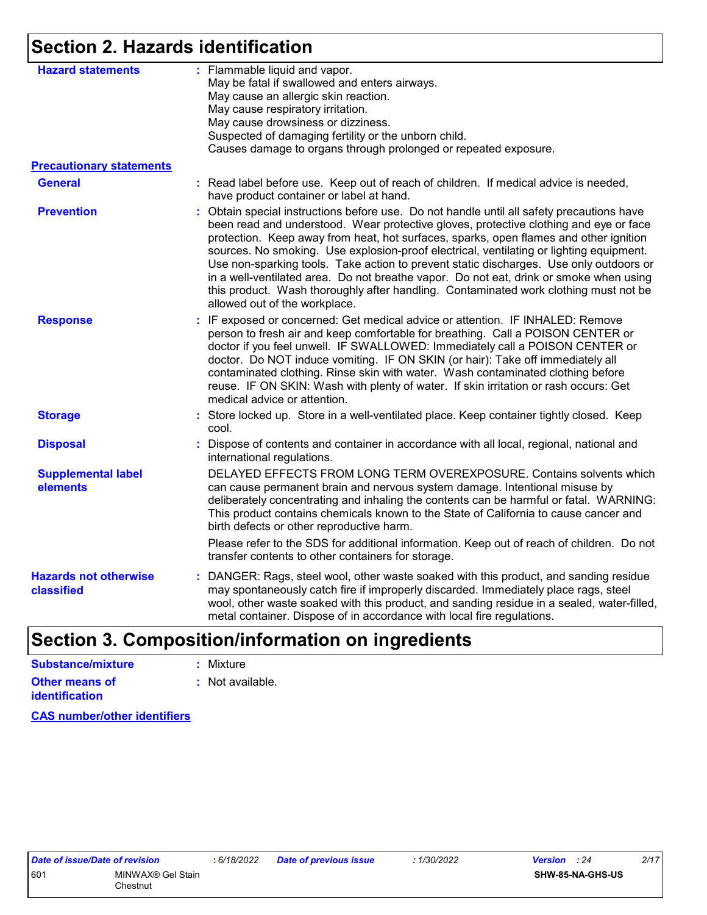## Section 2. Hazards identification

**Hazard statements** : Flammable liquid and vapor.
May be fatal if swallowed and enters airways.
May cause an allergic skin reaction.
May cause respiratory irritation.
May cause drowsiness or dizziness.
Suspected of damaging fertility or the unborn child.
Causes damage to organs through prolonged or repeated exposure.

**Precautionary statements**

**General** : Read label before use. Keep out of reach of children. If medical advice is needed, have product container or label at hand.

**Prevention** : Obtain special instructions before use. Do not handle until all safety precautions have been read and understood. Wear protective gloves, protective clothing and eye or face protection. Keep away from heat, hot surfaces, sparks, open flames and other ignition sources. No smoking. Use explosion-proof electrical, ventilating or lighting equipment. Use non-sparking tools. Take action to prevent static discharges. Use only outdoors or in a well-ventilated area. Do not breathe vapor. Do not eat, drink or smoke when using this product. Wash thoroughly after handling. Contaminated work clothing must not be allowed out of the workplace.

**Response** : IF exposed or concerned: Get medical advice or attention. IF INHALED: Remove person to fresh air and keep comfortable for breathing. Call a POISON CENTER or doctor if you feel unwell. IF SWALLOWED: Immediately call a POISON CENTER or doctor. Do NOT induce vomiting. IF ON SKIN (or hair): Take off immediately all contaminated clothing. Rinse skin with water. Wash contaminated clothing before reuse. IF ON SKIN: Wash with plenty of water. If skin irritation or rash occurs: Get medical advice or attention.

**Storage** : Store locked up. Store in a well-ventilated place. Keep container tightly closed. Keep cool.

**Disposal** : Dispose of contents and container in accordance with all local, regional, national and international regulations.

**Supplemental label elements** DELAYED EFFECTS FROM LONG TERM OVEREXPOSURE. Contains solvents which can cause permanent brain and nervous system damage. Intentional misuse by deliberately concentrating and inhaling the contents can be harmful or fatal. WARNING: This product contains chemicals known to the State of California to cause cancer and birth defects or other reproductive harm.

Please refer to the SDS for additional information. Keep out of reach of children. Do not transfer contents to other containers for storage.

**Hazards not otherwise classified** : DANGER: Rags, steel wool, other waste soaked with this product, and sanding residue may spontaneously catch fire if improperly discarded. Immediately place rags, steel wool, other waste soaked with this product, and sanding residue in a sealed, water-filled, metal container. Dispose of in accordance with local fire regulations.

## Section 3. Composition/information on ingredients

**Substance/mixture** : Mixture

**Other means of identification** : Not available.

**CAS number/other identifiers**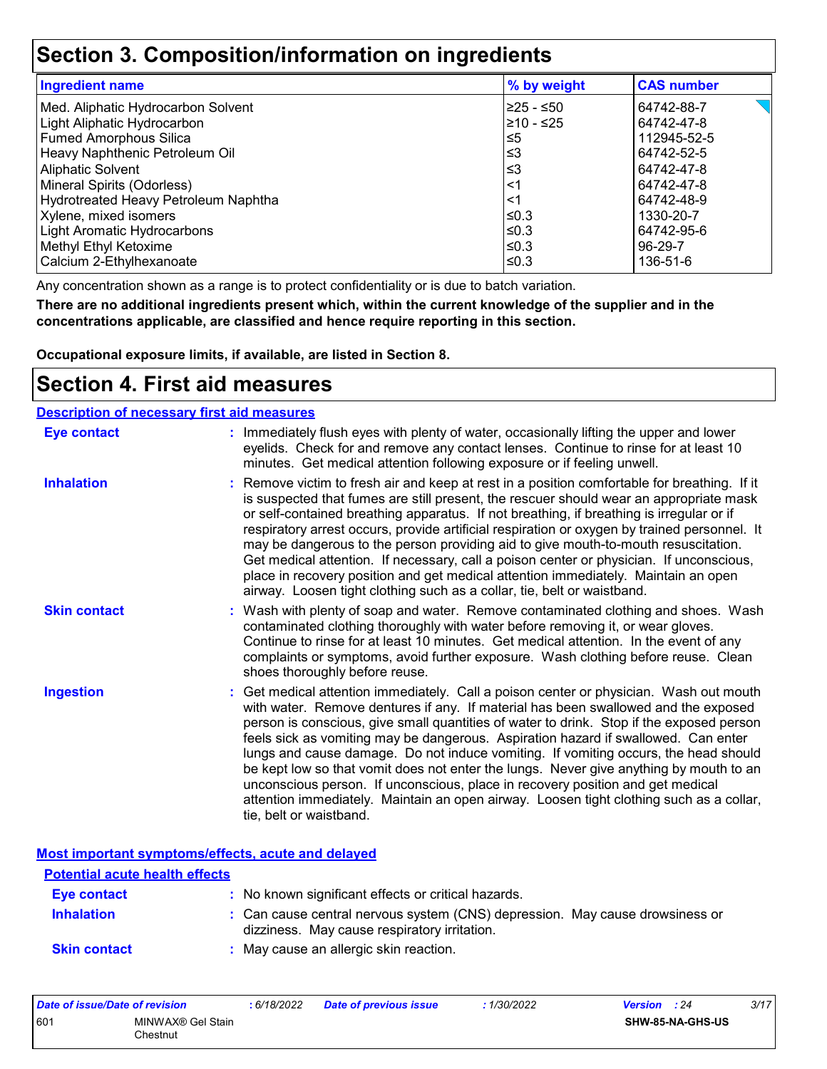# Section 3. Composition/information on ingredients

| Ingredient name | % by weight | CAS number |
|---|---|---|
| Med. Aliphatic Hydrocarbon Solvent | ≥25 - ≤50 | 64742-88-7 |
| Light Aliphatic Hydrocarbon | ≥10 - ≤25 | 64742-47-8 |
| Fumed Amorphous Silica | ≤5 | 112945-52-5 |
| Heavy Naphthenic Petroleum Oil | ≤3 | 64742-52-5 |
| Aliphatic Solvent | ≤3 | 64742-47-8 |
| Mineral Spirits (Odorless) | <1 | 64742-47-8 |
| Hydrotreated Heavy Petroleum Naphtha | <1 | 64742-48-9 |
| Xylene, mixed isomers | ≤0.3 | 1330-20-7 |
| Light Aromatic Hydrocarbons | ≤0.3 | 64742-95-6 |
| Methyl Ethyl Ketoxime | ≤0.3 | 96-29-7 |
| Calcium 2-Ethylhexanoate | ≤0.3 | 136-51-6 |

Any concentration shown as a range is to protect confidentiality or is due to batch variation.

**There are no additional ingredients present which, within the current knowledge of the supplier and in the concentrations applicable, are classified and hence require reporting in this section.**

**Occupational exposure limits, if available, are listed in Section 8.**

# Section 4. First aid measures

## Description of necessary first aid measures

**Eye contact** : Immediately flush eyes with plenty of water, occasionally lifting the upper and lower eyelids. Check for and remove any contact lenses. Continue to rinse for at least 10 minutes. Get medical attention following exposure or if feeling unwell.

**Inhalation** : Remove victim to fresh air and keep at rest in a position comfortable for breathing. If it is suspected that fumes are still present, the rescuer should wear an appropriate mask or self-contained breathing apparatus. If not breathing, if breathing is irregular or if respiratory arrest occurs, provide artificial respiration or oxygen by trained personnel. It may be dangerous to the person providing aid to give mouth-to-mouth resuscitation. Get medical attention. If necessary, call a poison center or physician. If unconscious, place in recovery position and get medical attention immediately. Maintain an open airway. Loosen tight clothing such as a collar, tie, belt or waistband.

**Skin contact** : Wash with plenty of soap and water. Remove contaminated clothing and shoes. Wash contaminated clothing thoroughly with water before removing it, or wear gloves. Continue to rinse for at least 10 minutes. Get medical attention. In the event of any complaints or symptoms, avoid further exposure. Wash clothing before reuse. Clean shoes thoroughly before reuse.

**Ingestion** : Get medical attention immediately. Call a poison center or physician. Wash out mouth with water. Remove dentures if any. If material has been swallowed and the exposed person is conscious, give small quantities of water to drink. Stop if the exposed person feels sick as vomiting may be dangerous. Aspiration hazard if swallowed. Can enter lungs and cause damage. Do not induce vomiting. If vomiting occurs, the head should be kept low so that vomit does not enter the lungs. Never give anything by mouth to an unconscious person. If unconscious, place in recovery position and get medical attention immediately. Maintain an open airway. Loosen tight clothing such as a collar, tie, belt or waistband.

## Most important symptoms/effects, acute and delayed

### Potential acute health effects

**Eye contact** : No known significant effects or critical hazards.

**Inhalation** : Can cause central nervous system (CNS) depression. May cause drowsiness or dizziness. May cause respiratory irritation.

**Skin contact** : May cause an allergic skin reaction.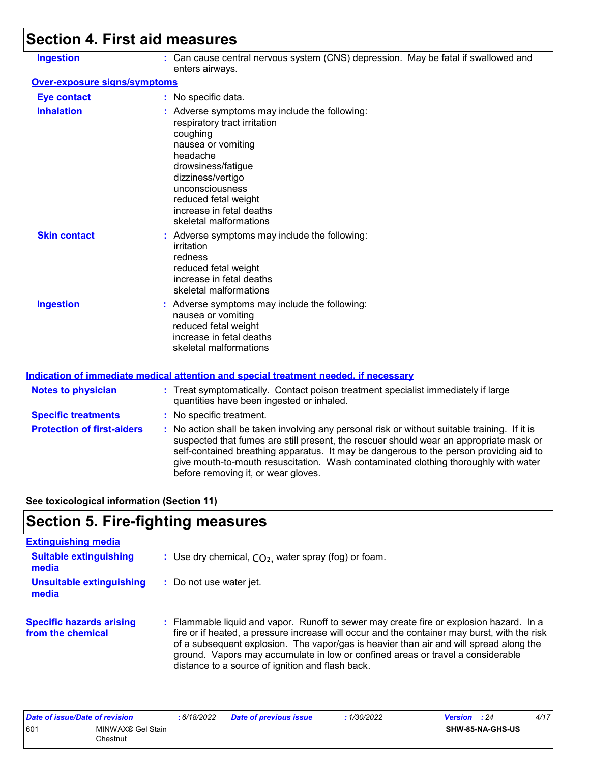## Section 4. First aid measures

**Ingestion** : Can cause central nervous system (CNS) depression. May be fatal if swallowed and enters airways.

### Over-exposure signs/symptoms

**Eye contact** : No specific data.

**Inhalation** : Adverse symptoms may include the following:
respiratory tract irritation
coughing
nausea or vomiting
headache
drowsiness/fatigue
dizziness/vertigo
unconsciousness
reduced fetal weight
increase in fetal deaths
skeletal malformations

**Skin contact** : Adverse symptoms may include the following:
irritation
redness
reduced fetal weight
increase in fetal deaths
skeletal malformations

**Ingestion** : Adverse symptoms may include the following:
nausea or vomiting
reduced fetal weight
increase in fetal deaths
skeletal malformations

### Indication of immediate medical attention and special treatment needed, if necessary

**Notes to physician** : Treat symptomatically. Contact poison treatment specialist immediately if large quantities have been ingested or inhaled.

**Specific treatments** : No specific treatment.

**Protection of first-aiders** : No action shall be taken involving any personal risk or without suitable training. If it is suspected that fumes are still present, the rescuer should wear an appropriate mask or self-contained breathing apparatus. It may be dangerous to the person providing aid to give mouth-to-mouth resuscitation. Wash contaminated clothing thoroughly with water before removing it, or wear gloves.

**See toxicological information (Section 11)**

## Section 5. Fire-fighting measures

### Extinguishing media

**Suitable extinguishing media** : Use dry chemical, $CO_2$, water spray (fog) or foam.

**Unsuitable extinguishing media** : Do not use water jet.

**Specific hazards arising from the chemical** : Flammable liquid and vapor. Runoff to sewer may create fire or explosion hazard. In a fire or if heated, a pressure increase will occur and the container may burst, with the risk of a subsequent explosion. The vapor/gas is heavier than air and will spread along the ground. Vapors may accumulate in low or confined areas or travel a considerable distance to a source of ignition and flash back.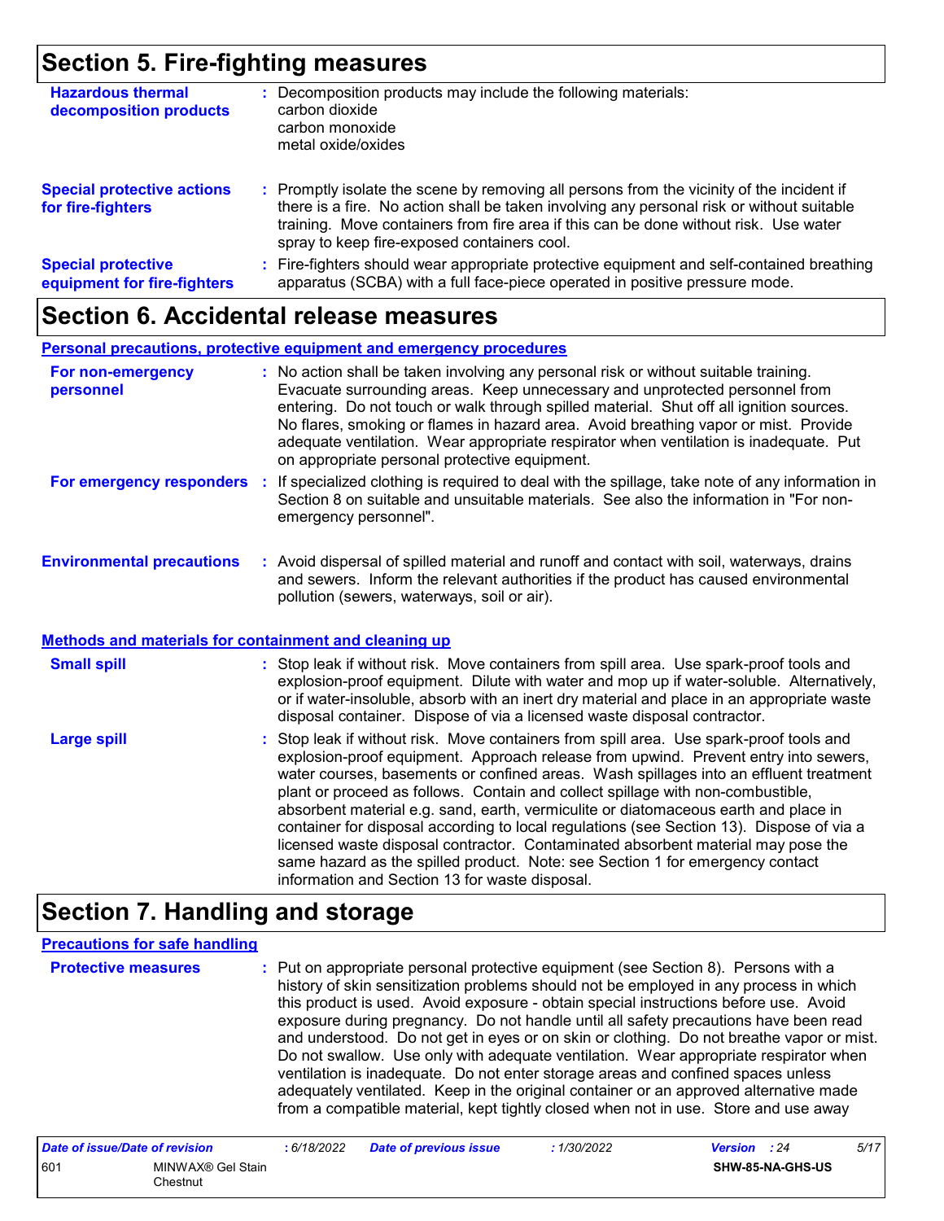## Section 5. Fire-fighting measures

**Hazardous thermal decomposition products** : Decomposition products may include the following materials:
carbon dioxide
carbon monoxide
metal oxide/oxides

**Special protective actions for fire-fighters** : Promptly isolate the scene by removing all persons from the vicinity of the incident if there is a fire. No action shall be taken involving any personal risk or without suitable training. Move containers from fire area if this can be done without risk. Use water spray to keep fire-exposed containers cool.

**Special protective equipment for fire-fighters** : Fire-fighters should wear appropriate protective equipment and self-contained breathing apparatus (SCBA) with a full face-piece operated in positive pressure mode.

## Section 6. Accidental release measures

### Personal precautions, protective equipment and emergency procedures

**For non-emergency personnel** : No action shall be taken involving any personal risk or without suitable training. Evacuate surrounding areas. Keep unnecessary and unprotected personnel from entering. Do not touch or walk through spilled material. Shut off all ignition sources. No flares, smoking or flames in hazard area. Avoid breathing vapor or mist. Provide adequate ventilation. Wear appropriate respirator when ventilation is inadequate. Put on appropriate personal protective equipment.

**For emergency responders** : If specialized clothing is required to deal with the spillage, take note of any information in Section 8 on suitable and unsuitable materials. See also the information in "For non-emergency personnel".

**Environmental precautions** : Avoid dispersal of spilled material and runoff and contact with soil, waterways, drains and sewers. Inform the relevant authorities if the product has caused environmental pollution (sewers, waterways, soil or air).

### Methods and materials for containment and cleaning up

**Small spill** : Stop leak if without risk. Move containers from spill area. Use spark-proof tools and explosion-proof equipment. Dilute with water and mop up if water-soluble. Alternatively, or if water-insoluble, absorb with an inert dry material and place in an appropriate waste disposal container. Dispose of via a licensed waste disposal contractor.

**Large spill** : Stop leak if without risk. Move containers from spill area. Use spark-proof tools and explosion-proof equipment. Approach release from upwind. Prevent entry into sewers, water courses, basements or confined areas. Wash spillages into an effluent treatment plant or proceed as follows. Contain and collect spillage with non-combustible, absorbent material e.g. sand, earth, vermiculite or diatomaceous earth and place in container for disposal according to local regulations (see Section 13). Dispose of via a licensed waste disposal contractor. Contaminated absorbent material may pose the same hazard as the spilled product. Note: see Section 1 for emergency contact information and Section 13 for waste disposal.

## Section 7. Handling and storage

### Precautions for safe handling

**Protective measures** : Put on appropriate personal protective equipment (see Section 8). Persons with a history of skin sensitization problems should not be employed in any process in which this product is used. Avoid exposure - obtain special instructions before use. Avoid exposure during pregnancy. Do not handle until all safety precautions have been read and understood. Do not get in eyes or on skin or clothing. Do not breathe vapor or mist. Do not swallow. Use only with adequate ventilation. Wear appropriate respirator when ventilation is inadequate. Do not enter storage areas and confined spaces unless adequately ventilated. Keep in the original container or an approved alternative made from a compatible material, kept tightly closed when not in use. Store and use away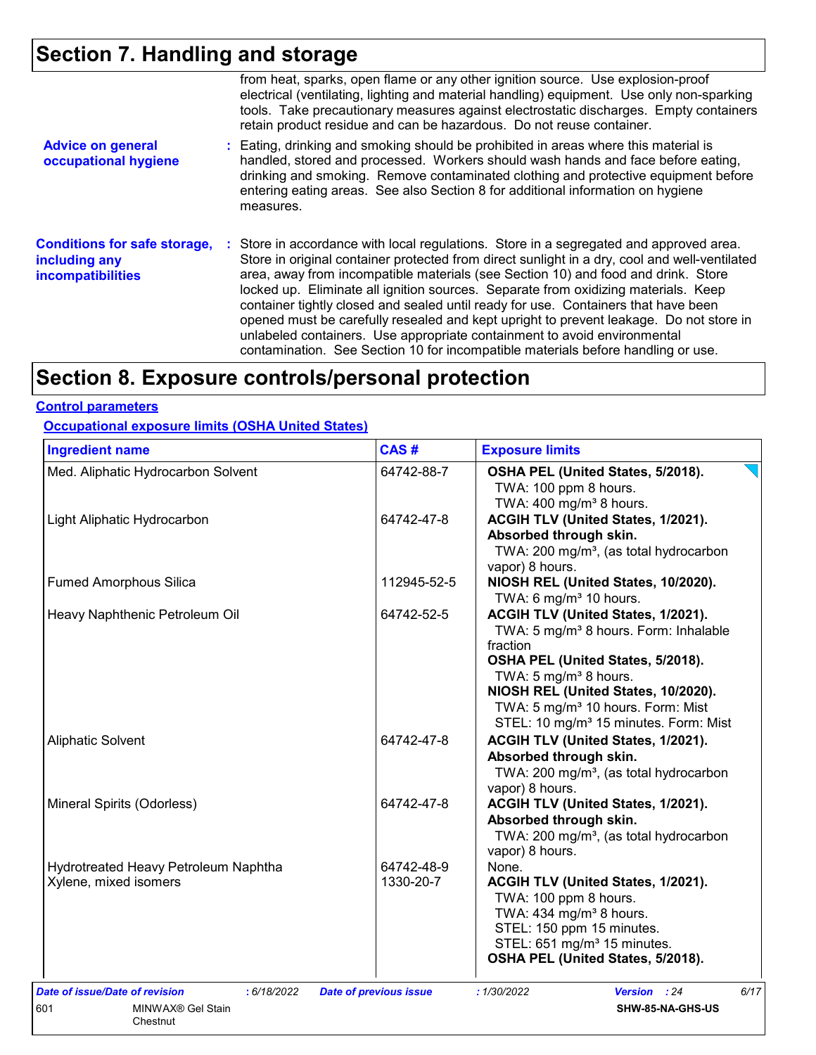# Section 7. Handling and storage

from heat, sparks, open flame or any other ignition source. Use explosion-proof electrical (ventilating, lighting and material handling) equipment. Use only non-sparking tools. Take precautionary measures against electrostatic discharges. Empty containers retain product residue and can be hazardous. Do not reuse container.

**Advice on general occupational hygiene** : Eating, drinking and smoking should be prohibited in areas where this material is handled, stored and processed. Workers should wash hands and face before eating, drinking and smoking. Remove contaminated clothing and protective equipment before entering eating areas. See also Section 8 for additional information on hygiene measures.

**Conditions for safe storage, including any incompatibilities** : Store in accordance with local regulations. Store in a segregated and approved area. Store in original container protected from direct sunlight in a dry, cool and well-ventilated area, away from incompatible materials (see Section 10) and food and drink. Store locked up. Eliminate all ignition sources. Separate from oxidizing materials. Keep container tightly closed and sealed until ready for use. Containers that have been opened must be carefully resealed and kept upright to prevent leakage. Do not store in unlabeled containers. Use appropriate containment to avoid environmental contamination. See Section 10 for incompatible materials before handling or use.

# Section 8. Exposure controls/personal protection

**Control parameters**

**Occupational exposure limits (OSHA United States)**

| Ingredient name | CAS # | Exposure limits |
|---|---|---|
| Med. Aliphatic Hydrocarbon Solvent | 64742-88-7 | **OSHA PEL (United States, 5/2018).**<br>TWA: 100 ppm 8 hours.<br>TWA: 400 mg/m³ 8 hours. |
| Light Aliphatic Hydrocarbon | 64742-47-8 | **ACGIH TLV (United States, 1/2021).**<br>**Absorbed through skin.**<br>TWA: 200 mg/m³, (as total hydrocarbon vapor) 8 hours. |
| Fumed Amorphous Silica | 112945-52-5 | **NIOSH REL (United States, 10/2020).**<br>TWA: 6 mg/m³ 10 hours. |
| Heavy Naphthenic Petroleum Oil | 64742-52-5 | **ACGIH TLV (United States, 1/2021).**<br>TWA: 5 mg/m³ 8 hours. Form: Inhalable fraction<br>**OSHA PEL (United States, 5/2018).**<br>TWA: 5 mg/m³ 8 hours.<br>**NIOSH REL (United States, 10/2020).**<br>TWA: 5 mg/m³ 10 hours. Form: Mist<br>STEL: 10 mg/m³ 15 minutes. Form: Mist |
| Aliphatic Solvent | 64742-47-8 | **ACGIH TLV (United States, 1/2021).**<br>**Absorbed through skin.**<br>TWA: 200 mg/m³, (as total hydrocarbon vapor) 8 hours. |
| Mineral Spirits (Odorless) | 64742-47-8 | **ACGIH TLV (United States, 1/2021).**<br>**Absorbed through skin.**<br>TWA: 200 mg/m³, (as total hydrocarbon vapor) 8 hours. |
| Hydrotreated Heavy Petroleum Naphtha | 64742-48-9 | None. |
| Xylene, mixed isomers | 1330-20-7 | **ACGIH TLV (United States, 1/2021).**<br>TWA: 100 ppm 8 hours.<br>TWA: 434 mg/m³ 8 hours.<br>STEL: 150 ppm 15 minutes.<br>STEL: 651 mg/m³ 15 minutes.<br>**OSHA PEL (United States, 5/2018).** |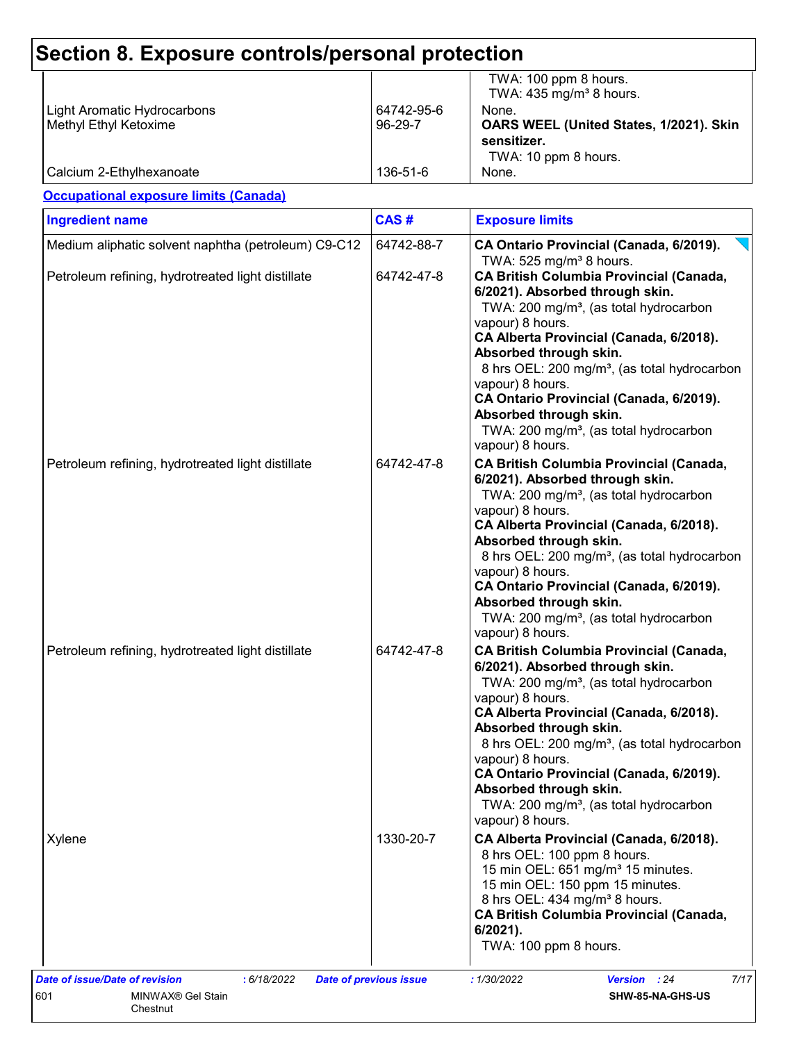# Section 8. Exposure controls/personal protection

| | | |
|---|---|---|
| | | TWA: 100 ppm 8 hours.<br>TWA: 435 mg/m³ 8 hours. |
| Light Aromatic Hydrocarbons | 64742-95-6 | None. |
| Methyl Ethyl Ketoxime | 96-29-7 | **OARS WEEL (United States, 1/2021). Skin sensitizer.**<br>TWA: 10 ppm 8 hours. |
| Calcium 2-Ethylhexanoate | 136-51-6 | None. |

**Occupational exposure limits (Canada)**

| Ingredient name | CAS # | Exposure limits |
|---|---|---|
| Medium aliphatic solvent naphtha (petroleum) C9-C12 | 64742-88-7 | **CA Ontario Provincial (Canada, 6/2019).**<br>TWA: 525 mg/m³ 8 hours. |
| Petroleum refining, hydrotreated light distillate | 64742-47-8 | **CA British Columbia Provincial (Canada, 6/2021). Absorbed through skin.**<br>TWA: 200 mg/m³, (as total hydrocarbon vapour) 8 hours.<br>**CA Alberta Provincial (Canada, 6/2018). Absorbed through skin.**<br>8 hrs OEL: 200 mg/m³, (as total hydrocarbon vapour) 8 hours.<br>**CA Ontario Provincial (Canada, 6/2019). Absorbed through skin.**<br>TWA: 200 mg/m³, (as total hydrocarbon vapour) 8 hours. |
| Petroleum refining, hydrotreated light distillate | 64742-47-8 | **CA British Columbia Provincial (Canada, 6/2021). Absorbed through skin.**<br>TWA: 200 mg/m³, (as total hydrocarbon vapour) 8 hours.<br>**CA Alberta Provincial (Canada, 6/2018). Absorbed through skin.**<br>8 hrs OEL: 200 mg/m³, (as total hydrocarbon vapour) 8 hours.<br>**CA Ontario Provincial (Canada, 6/2019). Absorbed through skin.**<br>TWA: 200 mg/m³, (as total hydrocarbon vapour) 8 hours. |
| Petroleum refining, hydrotreated light distillate | 64742-47-8 | **CA British Columbia Provincial (Canada, 6/2021). Absorbed through skin.**<br>TWA: 200 mg/m³, (as total hydrocarbon vapour) 8 hours.<br>**CA Alberta Provincial (Canada, 6/2018). Absorbed through skin.**<br>8 hrs OEL: 200 mg/m³, (as total hydrocarbon vapour) 8 hours.<br>**CA Ontario Provincial (Canada, 6/2019). Absorbed through skin.**<br>TWA: 200 mg/m³, (as total hydrocarbon vapour) 8 hours. |
| Xylene | 1330-20-7 | **CA Alberta Provincial (Canada, 6/2018).**<br>8 hrs OEL: 100 ppm 8 hours.<br>15 min OEL: 651 mg/m³ 15 minutes.<br>15 min OEL: 150 ppm 15 minutes.<br>8 hrs OEL: 434 mg/m³ 8 hours.<br>**CA British Columbia Provincial (Canada, 6/2021).**<br>TWA: 100 ppm 8 hours. |

| *Date of issue/Date of revision* | *: 6/18/2022* | *Date of previous issue* | *: 1/30/2022* | *Version : 24* |
|---|---|---|---|---|
| 601 | MINWAX® Gel Stain Chestnut | | | **SHW-85-NA-GHS-US** |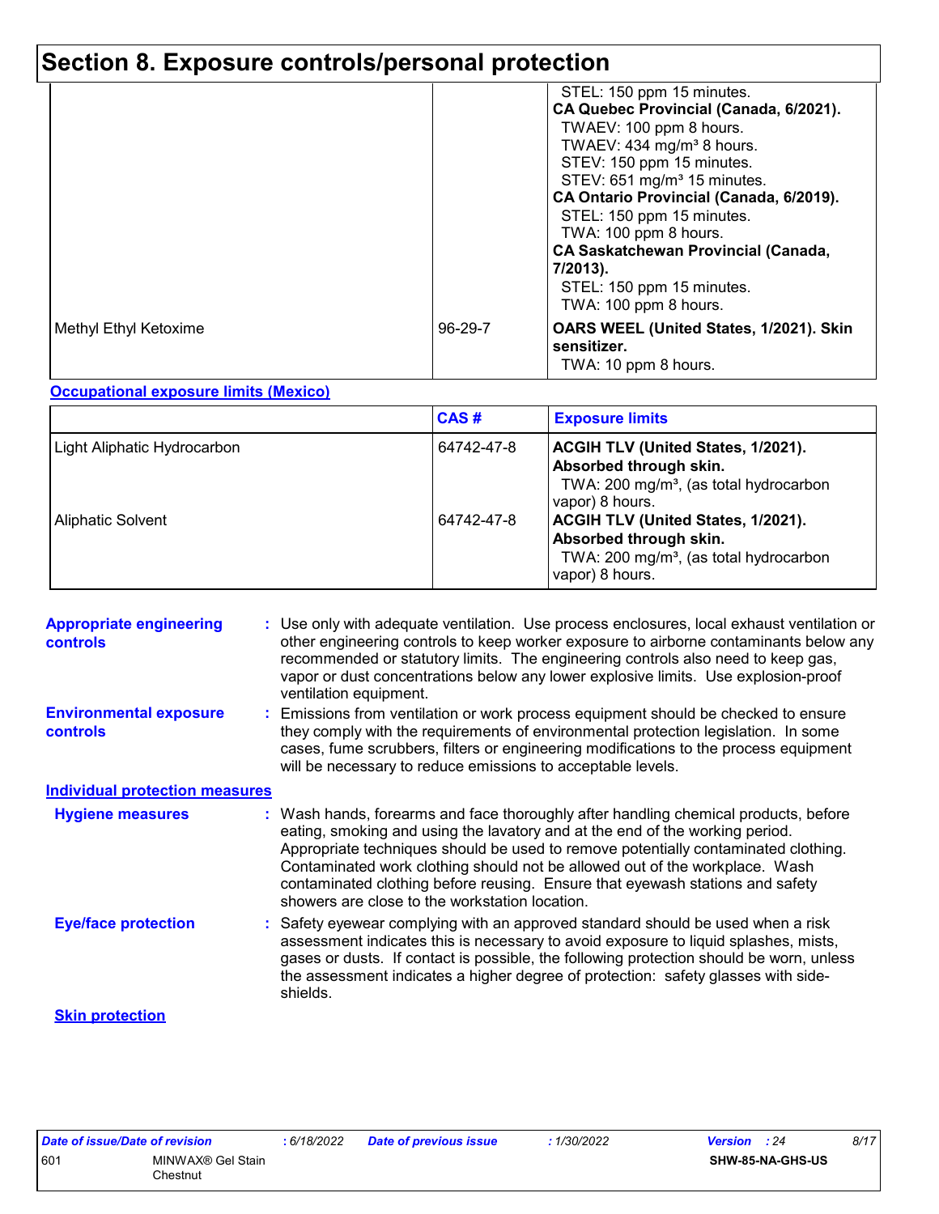## Section 8. Exposure controls/personal protection

| | | |
|---|---|---|
| | | STEL: 150 ppm 15 minutes.<br>**CA Quebec Provincial (Canada, 6/2021).**<br>TWAEV: 100 ppm 8 hours.<br>TWAEV: 434 mg/m³ 8 hours.<br>STEV: 150 ppm 15 minutes.<br>STEV: 651 mg/m³ 15 minutes.<br>**CA Ontario Provincial (Canada, 6/2019).**<br>STEL: 150 ppm 15 minutes.<br>TWA: 100 ppm 8 hours.<br>**CA Saskatchewan Provincial (Canada, 7/2013).**<br>STEL: 150 ppm 15 minutes.<br>TWA: 100 ppm 8 hours. |
| Methyl Ethyl Ketoxime | 96-29-7 | **OARS WEEL (United States, 1/2021). Skin sensitizer.**<br>TWA: 10 ppm 8 hours. |

**Occupational exposure limits (Mexico)**

| | CAS # | Exposure limits |
|---|---|---|
| Light Aliphatic Hydrocarbon | 64742-47-8 | **ACGIH TLV (United States, 1/2021). Absorbed through skin.**<br>TWA: 200 mg/m³, (as total hydrocarbon vapor) 8 hours. |
| Aliphatic Solvent | 64742-47-8 | **ACGIH TLV (United States, 1/2021). Absorbed through skin.**<br>TWA: 200 mg/m³, (as total hydrocarbon vapor) 8 hours. |

**Appropriate engineering controls** : Use only with adequate ventilation. Use process enclosures, local exhaust ventilation or other engineering controls to keep worker exposure to airborne contaminants below any recommended or statutory limits. The engineering controls also need to keep gas, vapor or dust concentrations below any lower explosive limits. Use explosion-proof ventilation equipment.

**Environmental exposure controls** : Emissions from ventilation or work process equipment should be checked to ensure they comply with the requirements of environmental protection legislation. In some cases, fume scrubbers, filters or engineering modifications to the process equipment will be necessary to reduce emissions to acceptable levels.

**Individual protection measures**

**Hygiene measures** : Wash hands, forearms and face thoroughly after handling chemical products, before eating, smoking and using the lavatory and at the end of the working period. Appropriate techniques should be used to remove potentially contaminated clothing. Contaminated work clothing should not be allowed out of the workplace. Wash contaminated clothing before reusing. Ensure that eyewash stations and safety showers are close to the workstation location.

**Eye/face protection** : Safety eyewear complying with an approved standard should be used when a risk assessment indicates this is necessary to avoid exposure to liquid splashes, mists, gases or dusts. If contact is possible, the following protection should be worn, unless the assessment indicates a higher degree of protection: safety glasses with side-shields.

**Skin protection**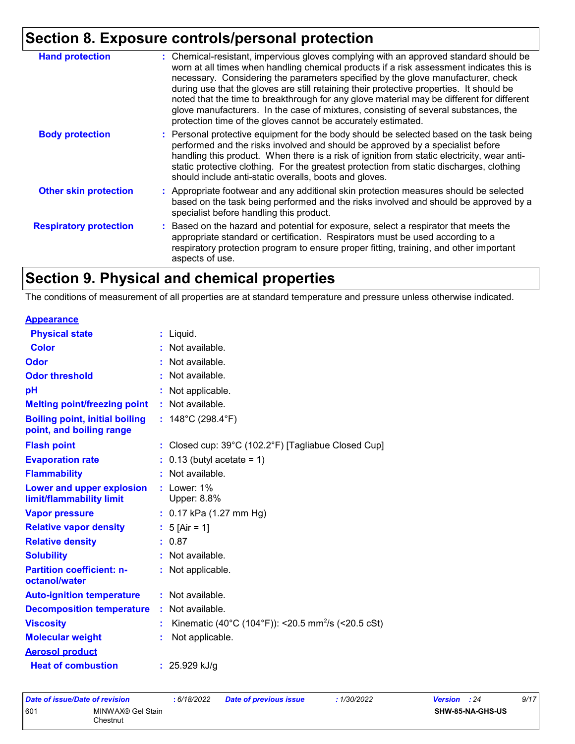## Section 8. Exposure controls/personal protection

| | |
|---|---|
| **Hand protection** | : Chemical-resistant, impervious gloves complying with an approved standard should be worn at all times when handling chemical products if a risk assessment indicates this is necessary. Considering the parameters specified by the glove manufacturer, check during use that the gloves are still retaining their protective properties. It should be noted that the time to breakthrough for any glove material may be different for different glove manufacturers. In the case of mixtures, consisting of several substances, the protection time of the gloves cannot be accurately estimated. |
| **Body protection** | : Personal protective equipment for the body should be selected based on the task being performed and the risks involved and should be approved by a specialist before handling this product. When there is a risk of ignition from static electricity, wear anti-static protective clothing. For the greatest protection from static discharges, clothing should include anti-static overalls, boots and gloves. |
| **Other skin protection** | : Appropriate footwear and any additional skin protection measures should be selected based on the task being performed and the risks involved and should be approved by a specialist before handling this product. |
| **Respiratory protection** | : Based on the hazard and potential for exposure, select a respirator that meets the appropriate standard or certification. Respirators must be used according to a respiratory protection program to ensure proper fitting, training, and other important aspects of use. |

## Section 9. Physical and chemical properties

The conditions of measurement of all properties are at standard temperature and pressure unless otherwise indicated.

| | |
|---|---|
| **Appearance** | |
| **Physical state** | : Liquid. |
| **Color** | : Not available. |
| **Odor** | : Not available. |
| **Odor threshold** | : Not available. |
| **pH** | : Not applicable. |
| **Melting point/freezing point** | : Not available. |
| **Boiling point, initial boiling point, and boiling range** | : 148°C (298.4°F) |
| **Flash point** | : Closed cup: 39°C (102.2°F) [Tagliabue Closed Cup] |
| **Evaporation rate** | : 0.13 (butyl acetate = 1) |
| **Flammability** | : Not available. |
| **Lower and upper explosion limit/flammability limit** | : Lower: 1%<br>Upper: 8.8% |
| **Vapor pressure** | : 0.17 kPa (1.27 mm Hg) |
| **Relative vapor density** | : 5 [Air = 1] |
| **Relative density** | : 0.87 |
| **Solubility** | : Not available. |
| **Partition coefficient: n-octanol/water** | : Not applicable. |
| **Auto-ignition temperature** | : Not available. |
| **Decomposition temperature** | : Not available. |
| **Viscosity** | : Kinematic (40°C (104°F)): <20.5 $mm^2/s$ (<20.5 cSt) |
| **Molecular weight** | : Not applicable. |
| **Aerosol product** | |
| **Heat of combustion** | : 25.929 kJ/g |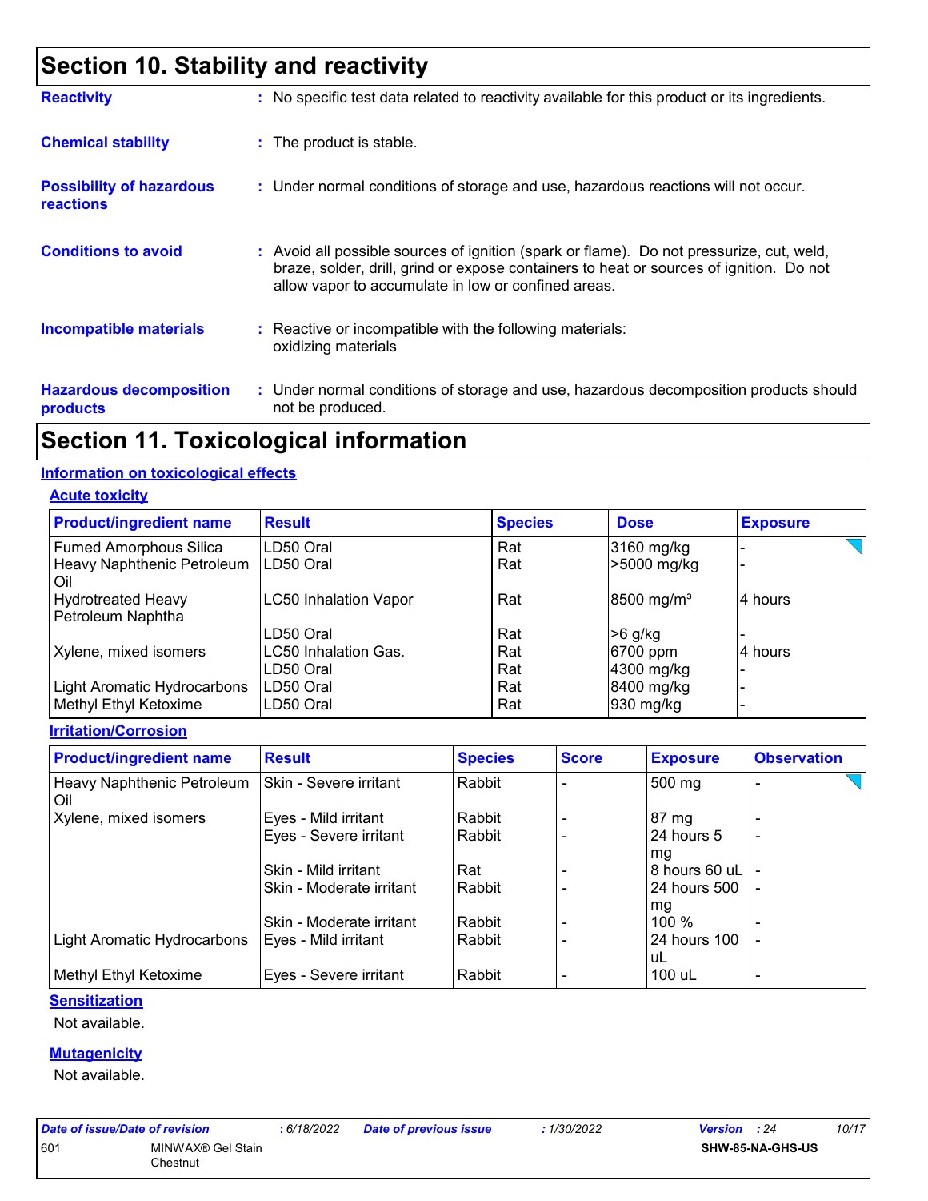# Section 10. Stability and reactivity

**Reactivity** : No specific test data related to reactivity available for this product or its ingredients.

**Chemical stability** : The product is stable.

**Possibility of hazardous reactions** : Under normal conditions of storage and use, hazardous reactions will not occur.

**Conditions to avoid** : Avoid all possible sources of ignition (spark or flame). Do not pressurize, cut, weld, braze, solder, drill, grind or expose containers to heat or sources of ignition. Do not allow vapor to accumulate in low or confined areas.

**Incompatible materials** : Reactive or incompatible with the following materials: oxidizing materials

**Hazardous decomposition products** : Under normal conditions of storage and use, hazardous decomposition products should not be produced.

# Section 11. Toxicological information

## Information on toxicological effects

### Acute toxicity

| Product/ingredient name | Result | Species | Dose | Exposure |
|---|---|---|---|---|
| Fumed Amorphous Silica | LD50 Oral | Rat | 3160 mg/kg | - |
| Heavy Naphthenic Petroleum Oil | LD50 Oral | Rat | >5000 mg/kg | - |
| Hydrotreated Heavy Petroleum Naphtha | LC50 Inhalation Vapor | Rat | 8500 mg/m³ | 4 hours |
| | LD50 Oral | Rat | >6 g/kg | - |
| Xylene, mixed isomers | LC50 Inhalation Gas. | Rat | 6700 ppm | 4 hours |
| | LD50 Oral | Rat | 4300 mg/kg | - |
| Light Aromatic Hydrocarbons | LD50 Oral | Rat | 8400 mg/kg | - |
| Methyl Ethyl Ketoxime | LD50 Oral | Rat | 930 mg/kg | - |

### Irritation/Corrosion

| Product/ingredient name | Result | Species | Score | Exposure | Observation |
|---|---|---|---|---|---|
| Heavy Naphthenic Petroleum Oil | Skin - Severe irritant | Rabbit | - | 500 mg | - |
| Xylene, mixed isomers | Eyes - Mild irritant | Rabbit | - | 87 mg | - |
| | Eyes - Severe irritant | Rabbit | - | 24 hours 5 mg | - |
| | Skin - Mild irritant | Rat | - | 8 hours 60 uL | - |
| | Skin - Moderate irritant | Rabbit | - | 24 hours 500 mg | - |
| | Skin - Moderate irritant | Rabbit | - | 100 % | - |
| Light Aromatic Hydrocarbons | Eyes - Mild irritant | Rabbit | - | 24 hours 100 uL | - |
| Methyl Ethyl Ketoxime | Eyes - Severe irritant | Rabbit | - | 100 uL | - |

### Sensitization

Not available.

### Mutagenicity

Not available.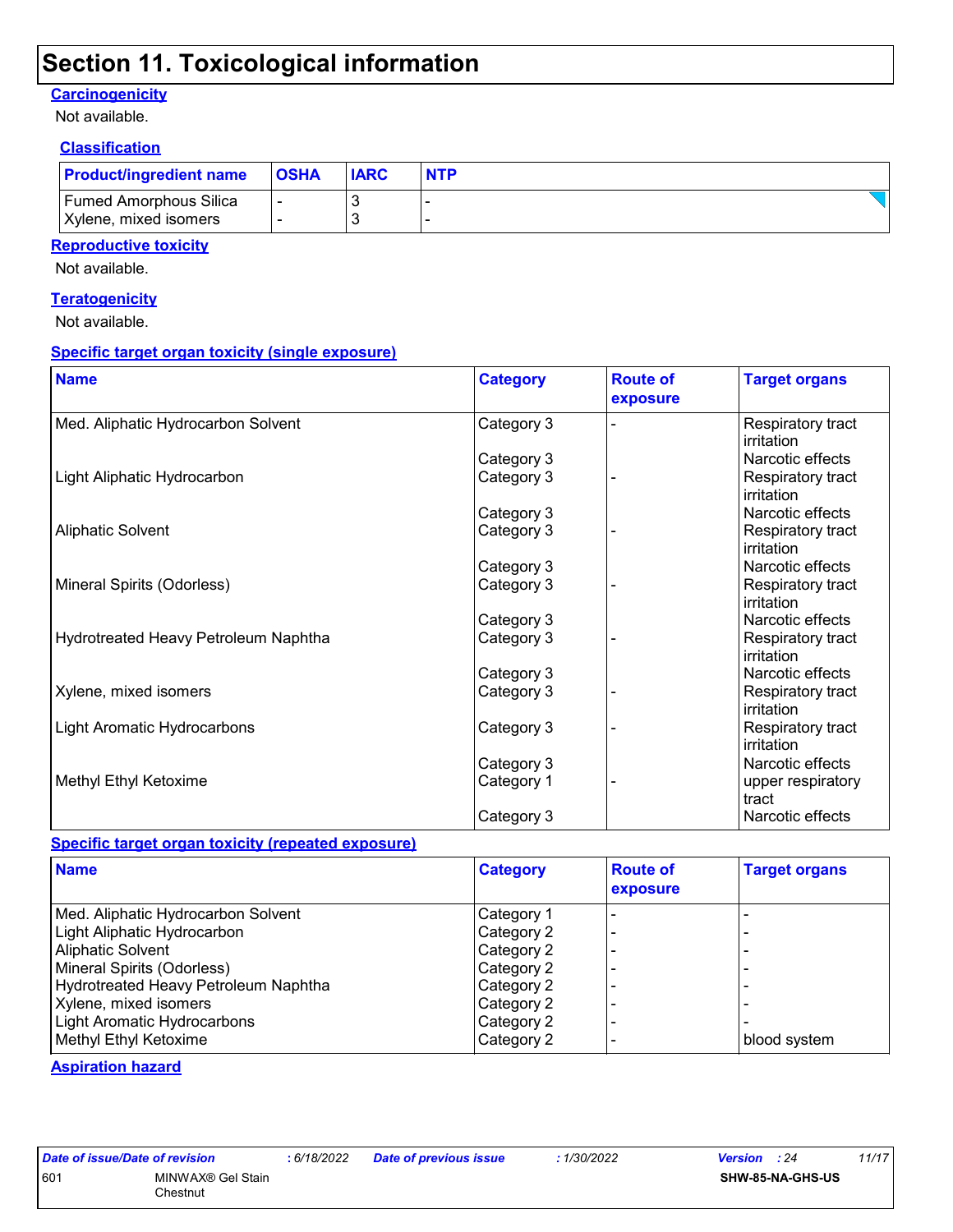# Section 11. Toxicological information

**Carcinogenicity**

Not available.

**Classification**

| Product/ingredient name | OSHA | IARC | NTP |
|---|---|---|---|
| Fumed Amorphous Silica | - | 3 | - |
| Xylene, mixed isomers | - | 3 | - |

**Reproductive toxicity**

Not available.

**Teratogenicity**

Not available.

**Specific target organ toxicity (single exposure)**

| Name | Category | Route of exposure | Target organs |
|---|---|---|---|
| Med. Aliphatic Hydrocarbon Solvent | Category 3 | - | Respiratory tract irritation |
| | Category 3 | | Narcotic effects |
| Light Aliphatic Hydrocarbon | Category 3 | - | Respiratory tract irritation |
| | Category 3 | | Narcotic effects |
| Aliphatic Solvent | Category 3 | - | Respiratory tract irritation |
| | Category 3 | | Narcotic effects |
| Mineral Spirits (Odorless) | Category 3 | - | Respiratory tract irritation |
| | Category 3 | | Narcotic effects |
| Hydrotreated Heavy Petroleum Naphtha | Category 3 | - | Respiratory tract irritation |
| | Category 3 | | Narcotic effects |
| Xylene, mixed isomers | Category 3 | - | Respiratory tract irritation |
| Light Aromatic Hydrocarbons | Category 3 | - | Respiratory tract irritation |
| | Category 3 | | Narcotic effects |
| Methyl Ethyl Ketoxime | Category 1 | - | upper respiratory tract |
| | Category 3 | | Narcotic effects |

**Specific target organ toxicity (repeated exposure)**

| Name | Category | Route of exposure | Target organs |
|---|---|---|---|
| Med. Aliphatic Hydrocarbon Solvent | Category 1 | - | - |
| Light Aliphatic Hydrocarbon | Category 2 | - | - |
| Aliphatic Solvent | Category 2 | - | - |
| Mineral Spirits (Odorless) | Category 2 | - | - |
| Hydrotreated Heavy Petroleum Naphtha | Category 2 | - | - |
| Xylene, mixed isomers | Category 2 | - | - |
| Light Aromatic Hydrocarbons | Category 2 | - | - |
| Methyl Ethyl Ketoxime | Category 2 | - | blood system |

**Aspiration hazard**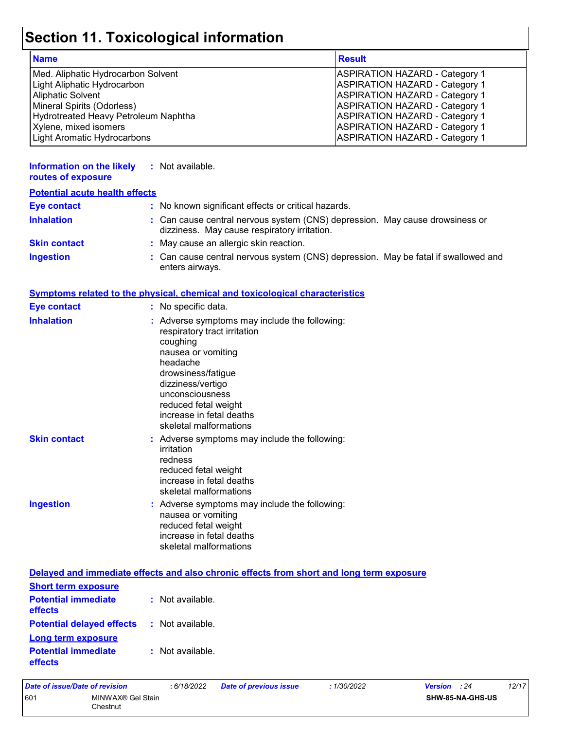# Section 11. Toxicological information

| Name | Result |
| --- | --- |
| Med. Aliphatic Hydrocarbon Solvent | ASPIRATION HAZARD - Category 1 |
| Light Aliphatic Hydrocarbon | ASPIRATION HAZARD - Category 1 |
| Aliphatic Solvent | ASPIRATION HAZARD - Category 1 |
| Mineral Spirits (Odorless) | ASPIRATION HAZARD - Category 1 |
| Hydrotreated Heavy Petroleum Naphtha | ASPIRATION HAZARD - Category 1 |
| Xylene, mixed isomers | ASPIRATION HAZARD - Category 1 |
| Light Aromatic Hydrocarbons | ASPIRATION HAZARD - Category 1 |

**Information on the likely routes of exposure** : Not available.

**Potential acute health effects**

**Eye contact** : No known significant effects or critical hazards.

**Inhalation** : Can cause central nervous system (CNS) depression. May cause drowsiness or dizziness. May cause respiratory irritation.

**Skin contact** : May cause an allergic skin reaction.

**Ingestion** : Can cause central nervous system (CNS) depression. May be fatal if swallowed and enters airways.

**Symptoms related to the physical, chemical and toxicological characteristics**

**Eye contact** : No specific data.

**Inhalation** : Adverse symptoms may include the following:
respiratory tract irritation
coughing
nausea or vomiting
headache
drowsiness/fatigue
dizziness/vertigo
unconsciousness
reduced fetal weight
increase in fetal deaths
skeletal malformations

**Skin contact** : Adverse symptoms may include the following:
irritation
redness
reduced fetal weight
increase in fetal deaths
skeletal malformations

**Ingestion** : Adverse symptoms may include the following:
nausea or vomiting
reduced fetal weight
increase in fetal deaths
skeletal malformations

**Delayed and immediate effects and also chronic effects from short and long term exposure**

**Short term exposure**

**Potential immediate effects** : Not available.

**Potential delayed effects** : Not available.

**Long term exposure**

**Potential immediate effects** : Not available.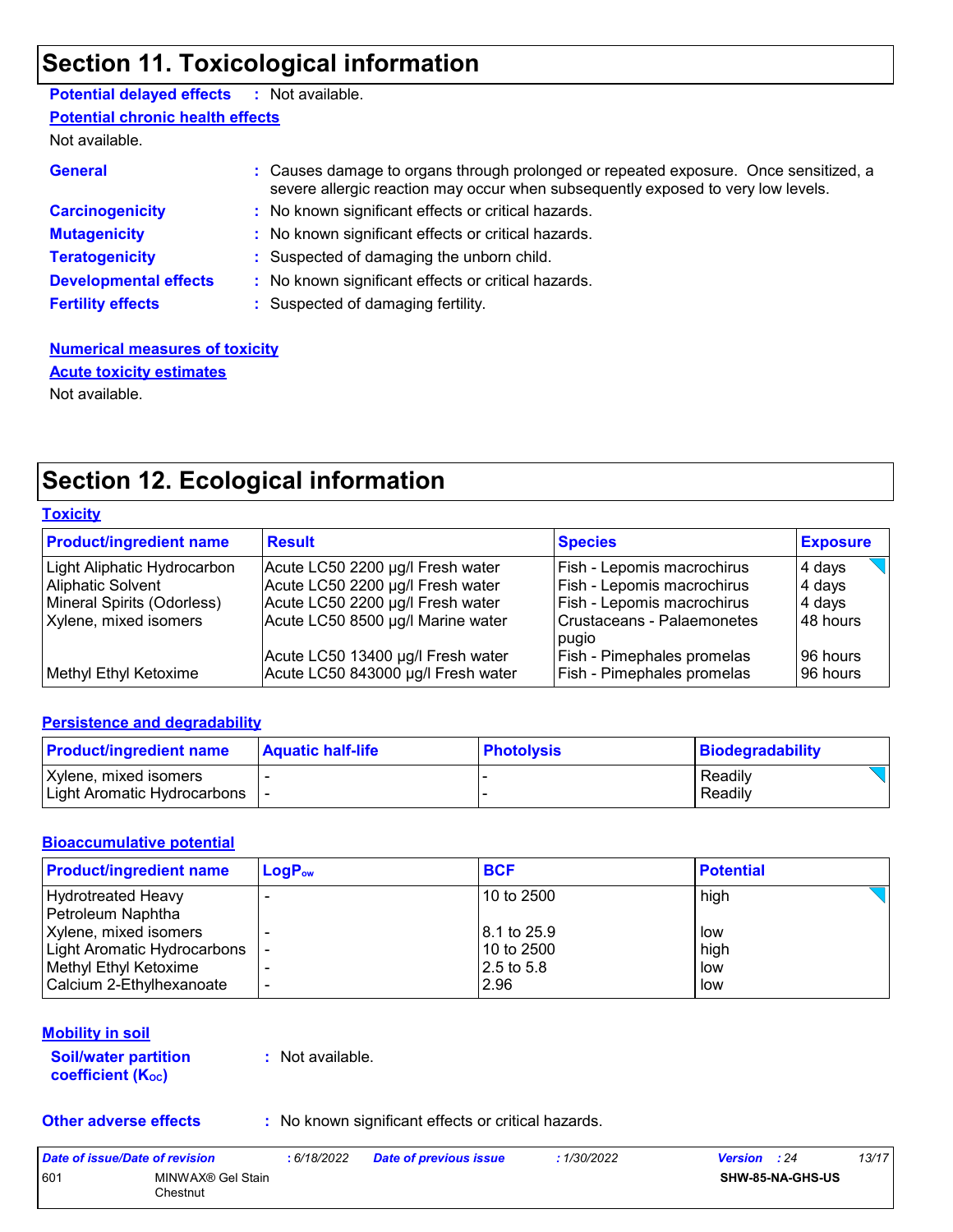# Section 11. Toxicological information

**Potential delayed effects** : Not available.

**Potential chronic health effects**

Not available.

**General** : Causes damage to organs through prolonged or repeated exposure. Once sensitized, a severe allergic reaction may occur when subsequently exposed to very low levels.

**Carcinogenicity** : No known significant effects or critical hazards.

**Mutagenicity** : No known significant effects or critical hazards.

**Teratogenicity** : Suspected of damaging the unborn child.

**Developmental effects** : No known significant effects or critical hazards.

**Fertility effects** : Suspected of damaging fertility.

**Numerical measures of toxicity**

**Acute toxicity estimates**

Not available.

# Section 12. Ecological information

**Toxicity**

| Product/ingredient name | Result | Species | Exposure |
|---|---|---|---|
| Light Aliphatic Hydrocarbon | Acute LC50 2200 µg/l Fresh water | Fish - Lepomis macrochirus | 4 days |
| Aliphatic Solvent | Acute LC50 2200 µg/l Fresh water | Fish - Lepomis macrochirus | 4 days |
| Mineral Spirits (Odorless) | Acute LC50 2200 µg/l Fresh water | Fish - Lepomis macrochirus | 4 days |
| Xylene, mixed isomers | Acute LC50 8500 µg/l Marine water | Crustaceans - Palaemonetes pugio | 48 hours |
| | Acute LC50 13400 µg/l Fresh water | Fish - Pimephales promelas | 96 hours |
| Methyl Ethyl Ketoxime | Acute LC50 843000 µg/l Fresh water | Fish - Pimephales promelas | 96 hours |

**Persistence and degradability**

| Product/ingredient name | Aquatic half-life | Photolysis | Biodegradability |
|---|---|---|---|
| Xylene, mixed isomers | - | - | Readily |
| Light Aromatic Hydrocarbons | - | - | Readily |

**Bioaccumulative potential**

| Product/ingredient name | $LogP_{ow}$ | BCF | Potential |
|---|---|---|---|
| Hydrotreated Heavy Petroleum Naphtha | - | 10 to 2500 | high |
| Xylene, mixed isomers | - | 8.1 to 25.9 | low |
| Light Aromatic Hydrocarbons | - | 10 to 2500 | high |
| Methyl Ethyl Ketoxime | - | 2.5 to 5.8 | low |
| Calcium 2-Ethylhexanoate | - | 2.96 | low |

**Mobility in soil**

**Soil/water partition coefficient ($K_{OC}$)** : Not available.

**Other adverse effects** : No known significant effects or critical hazards.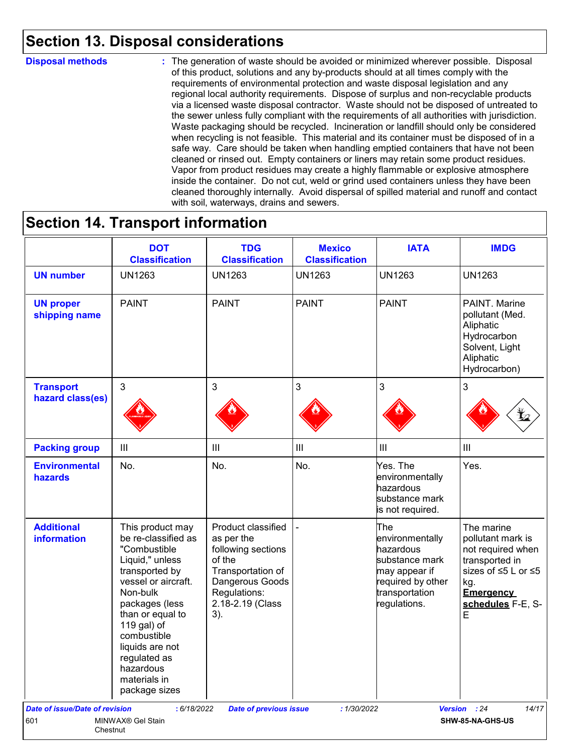## Section 13. Disposal considerations

**Disposal methods** : The generation of waste should be avoided or minimized wherever possible. Disposal of this product, solutions and any by-products should at all times comply with the requirements of environmental protection and waste disposal legislation and any regional local authority requirements. Dispose of surplus and non-recyclable products via a licensed waste disposal contractor. Waste should not be disposed of untreated to the sewer unless fully compliant with the requirements of all authorities with jurisdiction. Waste packaging should be recycled. Incineration or landfill should only be considered when recycling is not feasible. This material and its container must be disposed of in a safe way. Care should be taken when handling emptied containers that have not been cleaned or rinsed out. Empty containers or liners may retain some product residues. Vapor from product residues may create a highly flammable or explosive atmosphere inside the container. Do not cut, weld or grind used containers unless they have been cleaned thoroughly internally. Avoid dispersal of spilled material and runoff and contact with soil, waterways, drains and sewers.

## Section 14. Transport information

| | DOT Classification | TDG Classification | Mexico Classification | IATA | IMDG |
|---|---|---|---|---|---|
| **UN number** | UN1263 | UN1263 | UN1263 | UN1263 | UN1263 |
| **UN proper shipping name** | PAINT | PAINT | PAINT | PAINT | PAINT. Marine pollutant (Med. Aliphatic Hydrocarbon Solvent, Light Aliphatic Hydrocarbon) |
| **Transport hazard class(es)** | 3 | 3 | 3 | 3 | 3 |
| **Packing group** | III | III | III | III | III |
| **Environmental hazards** | No. | No. | No. | Yes. The environmentally hazardous substance mark is not required. | Yes. |
| **Additional information** | This product may be re-classified as "Combustible Liquid," unless transported by vessel or aircraft. Non-bulk packages (less than or equal to 119 gal) of combustible liquids are not regulated as hazardous materials in package sizes | Product classified as per the following sections of the Transportation of Dangerous Goods Regulations: 2.18-2.19 (Class 3). | - | The environmentally hazardous substance mark may appear if required by other transportation regulations. | The marine pollutant mark is not required when transported in sizes of ≤5 L or ≤5 kg. **Emergency schedules** F-E, S-E |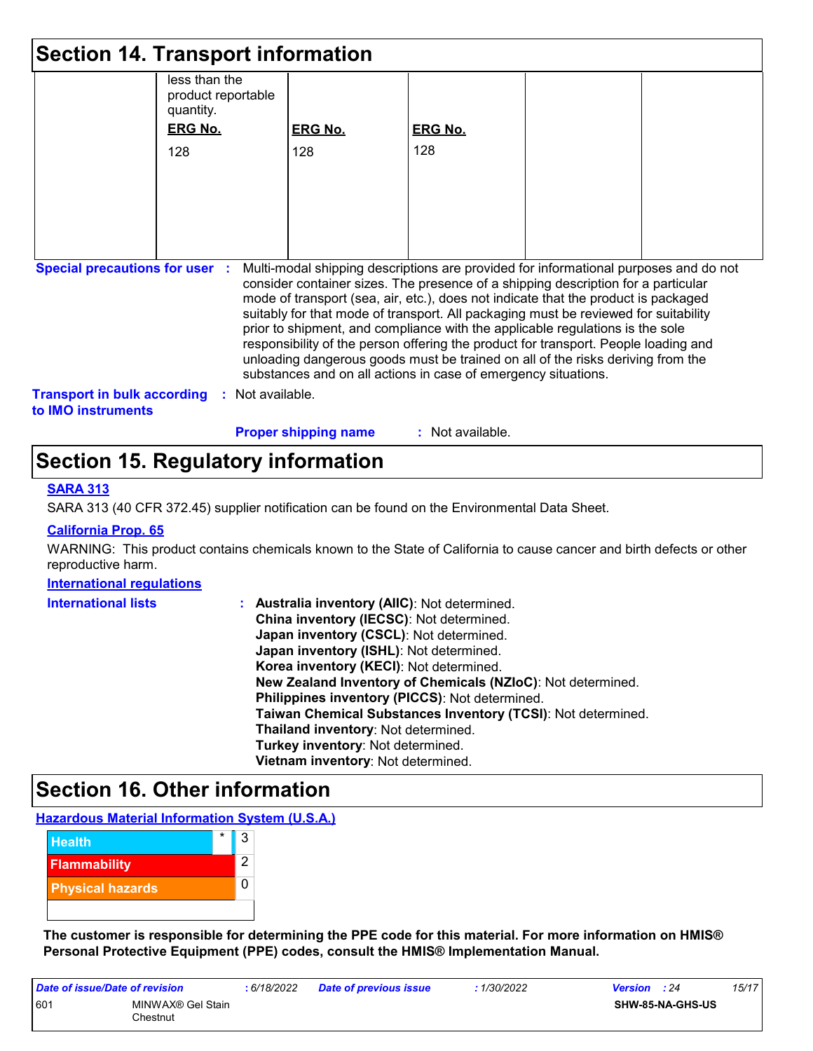## Section 14. Transport information

| | | | | | |
|---|---|---|---|---|---|
| | less than the product reportable quantity.<br><br>**ERG No.**<br>128 | **ERG No.**<br>128 | **ERG No.**<br>128 | | |

**Special precautions for user** : Multi-modal shipping descriptions are provided for informational purposes and do not consider container sizes. The presence of a shipping description for a particular mode of transport (sea, air, etc.), does not indicate that the product is packaged suitably for that mode of transport. All packaging must be reviewed for suitability prior to shipment, and compliance with the applicable regulations is the sole responsibility of the person offering the product for transport. People loading and unloading dangerous goods must be trained on all of the risks deriving from the substances and on all actions in case of emergency situations.

**Transport in bulk according to IMO instruments** : Not available.

**Proper shipping name** : Not available.

## Section 15. Regulatory information

**SARA 313**

SARA 313 (40 CFR 372.45) supplier notification can be found on the Environmental Data Sheet.

**California Prop. 65**

WARNING: This product contains chemicals known to the State of California to cause cancer and birth defects or other reproductive harm.

**International regulations**

**International lists** :
**Australia inventory (AIIC)**: Not determined.
**China inventory (IECSC)**: Not determined.
**Japan inventory (CSCL)**: Not determined.
**Japan inventory (ISHL)**: Not determined.
**Korea inventory (KECI)**: Not determined.
**New Zealand Inventory of Chemicals (NZIoC)**: Not determined.
**Philippines inventory (PICCS)**: Not determined.
**Taiwan Chemical Substances Inventory (TCSI)**: Not determined.
**Thailand inventory**: Not determined.
**Turkey inventory**: Not determined.
**Vietnam inventory**: Not determined.

## Section 16. Other information

**Hazardous Material Information System (U.S.A.)**

| | | |
|---|---|---|
| Health | * | 3 |
| Flammability | | 2 |
| Physical hazards | | 0 |

**The customer is responsible for determining the PPE code for this material. For more information on HMIS® Personal Protective Equipment (PPE) codes, consult the HMIS® Implementation Manual.**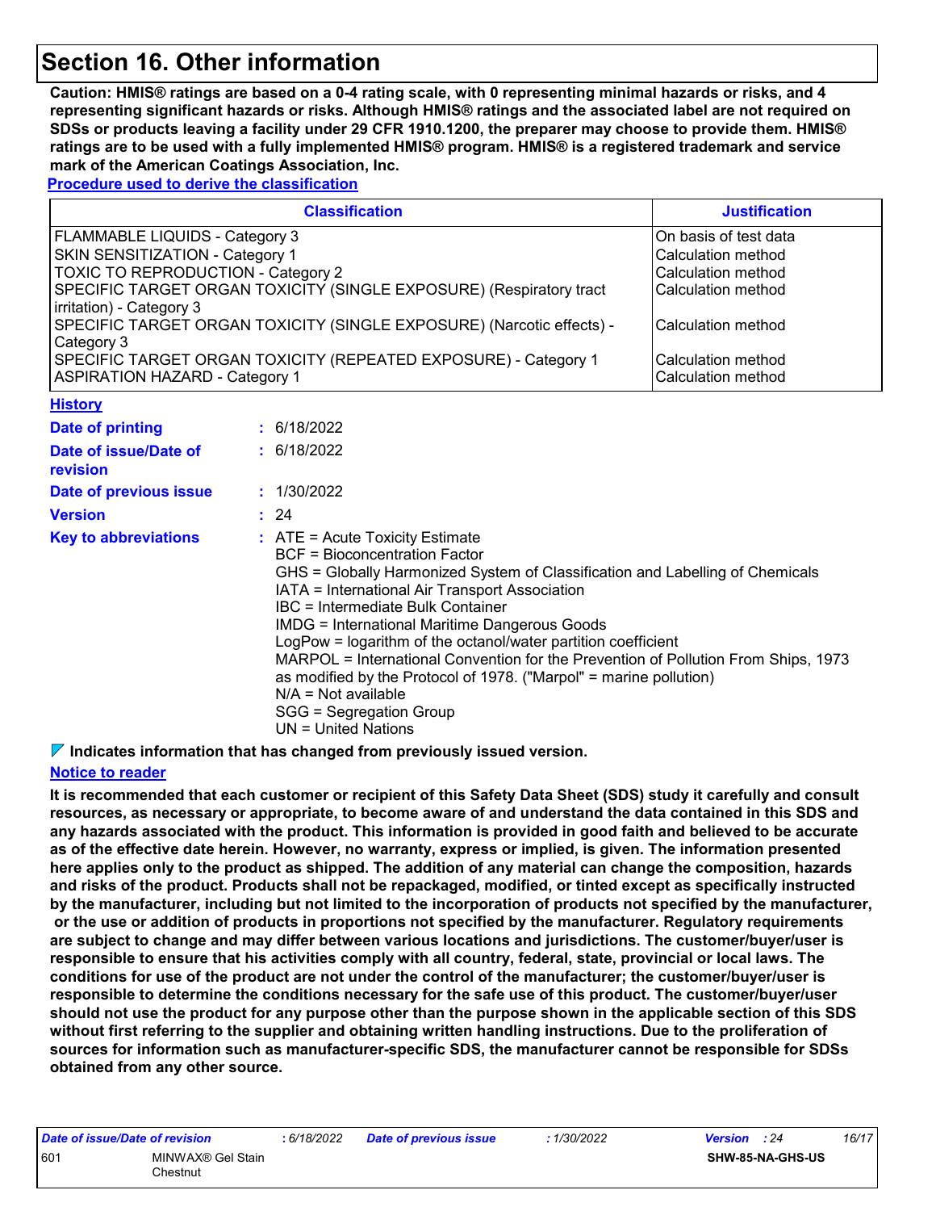# Section 16. Other information

**Caution: HMIS® ratings are based on a 0-4 rating scale, with 0 representing minimal hazards or risks, and 4 representing significant hazards or risks. Although HMIS® ratings and the associated label are not required on SDSs or products leaving a facility under 29 CFR 1910.1200, the preparer may choose to provide them. HMIS® ratings are to be used with a fully implemented HMIS® program. HMIS® is a registered trademark and service mark of the American Coatings Association, Inc.**

**Procedure used to derive the classification**

| Classification | Justification |
| --- | --- |
| FLAMMABLE LIQUIDS - Category 3 | On basis of test data |
| SKIN SENSITIZATION - Category 1 | Calculation method |
| TOXIC TO REPRODUCTION - Category 2 | Calculation method |
| SPECIFIC TARGET ORGAN TOXICITY (SINGLE EXPOSURE) (Respiratory tract irritation) - Category 3 | Calculation method |
| SPECIFIC TARGET ORGAN TOXICITY (SINGLE EXPOSURE) (Narcotic effects) - Category 3 | Calculation method |
| SPECIFIC TARGET ORGAN TOXICITY (REPEATED EXPOSURE) - Category 1 | Calculation method |
| ASPIRATION HAZARD - Category 1 | Calculation method |

**History**

**Date of printing** : 6/18/2022

**Date of issue/Date of revision** : 6/18/2022

**Date of previous issue** : 1/30/2022

**Version** : 24

**Key to abbreviations** :
ATE = Acute Toxicity Estimate
BCF = Bioconcentration Factor
GHS = Globally Harmonized System of Classification and Labelling of Chemicals
IATA = International Air Transport Association
IBC = Intermediate Bulk Container
IMDG = International Maritime Dangerous Goods
LogPow = logarithm of the octanol/water partition coefficient
MARPOL = International Convention for the Prevention of Pollution From Ships, 1973 as modified by the Protocol of 1978. ("Marpol" = marine pollution)
N/A = Not available
SGG = Segregation Group
UN = United Nations

**Indicates information that has changed from previously issued version.**

**Notice to reader**

**It is recommended that each customer or recipient of this Safety Data Sheet (SDS) study it carefully and consult resources, as necessary or appropriate, to become aware of and understand the data contained in this SDS and any hazards associated with the product. This information is provided in good faith and believed to be accurate as of the effective date herein. However, no warranty, express or implied, is given. The information presented here applies only to the product as shipped. The addition of any material can change the composition, hazards and risks of the product. Products shall not be repackaged, modified, or tinted except as specifically instructed by the manufacturer, including but not limited to the incorporation of products not specified by the manufacturer, or the use or addition of products in proportions not specified by the manufacturer. Regulatory requirements are subject to change and may differ between various locations and jurisdictions. The customer/buyer/user is responsible to ensure that his activities comply with all country, federal, state, provincial or local laws. The conditions for use of the product are not under the control of the manufacturer; the customer/buyer/user is responsible to determine the conditions necessary for the safe use of this product. The customer/buyer/user should not use the product for any purpose other than the purpose shown in the applicable section of this SDS without first referring to the supplier and obtaining written handling instructions. Due to the proliferation of sources for information such as manufacturer-specific SDS, the manufacturer cannot be responsible for SDSs obtained from any other source.**